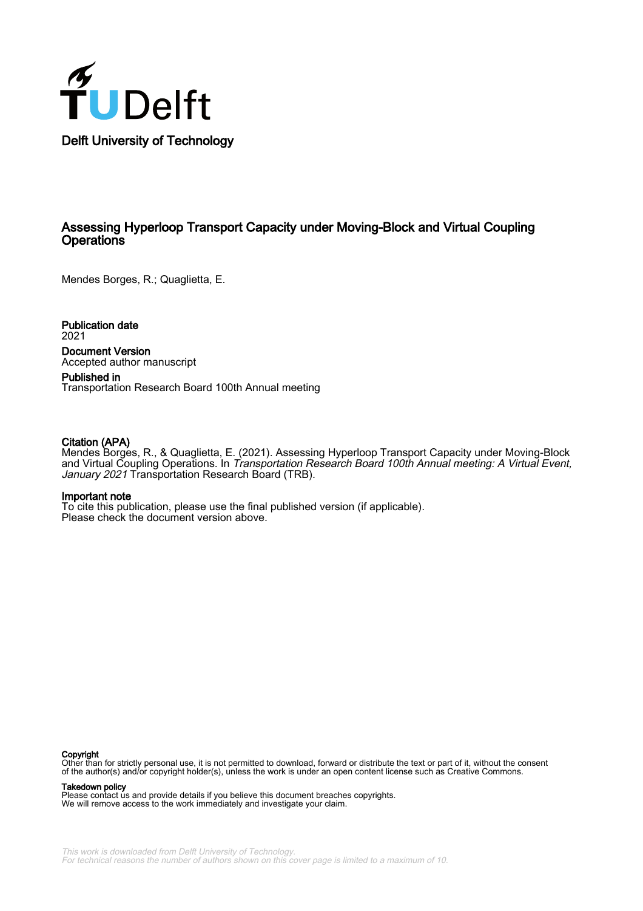Delft University of Technology

# Assessing Hyperloop Transport Capacity under Moving-Block and Virtual Coupling Operations

Mendes Borges, R.; Quaglietta, E.

**Publication date**
2021

**Document Version**
Accepted author manuscript

**Published in**
Transportation Research Board 100th Annual meeting

**Citation (APA)**
Mendes Borges, R., & Quaglietta, E. (2021). Assessing Hyperloop Transport Capacity under Moving-Block and Virtual Coupling Operations. In *Transportation Research Board 100th Annual meeting: A Virtual Event, January 2021* Transportation Research Board (TRB).

**Important note**
To cite this publication, please use the final published version (if applicable).
Please check the document version above.

**Copyright**
Other than for strictly personal use, it is not permitted to download, forward or distribute the text or part of it, without the consent of the author(s) and/or copyright holder(s), unless the work is under an open content license such as Creative Commons.

**Takedown policy**
Please contact us and provide details if you believe this document breaches copyrights.
We will remove access to the work immediately and investigate your claim.

*This work is downloaded from Delft University of Technology.*
*For technical reasons the number of authors shown on this cover page is limited to a maximum of 10.*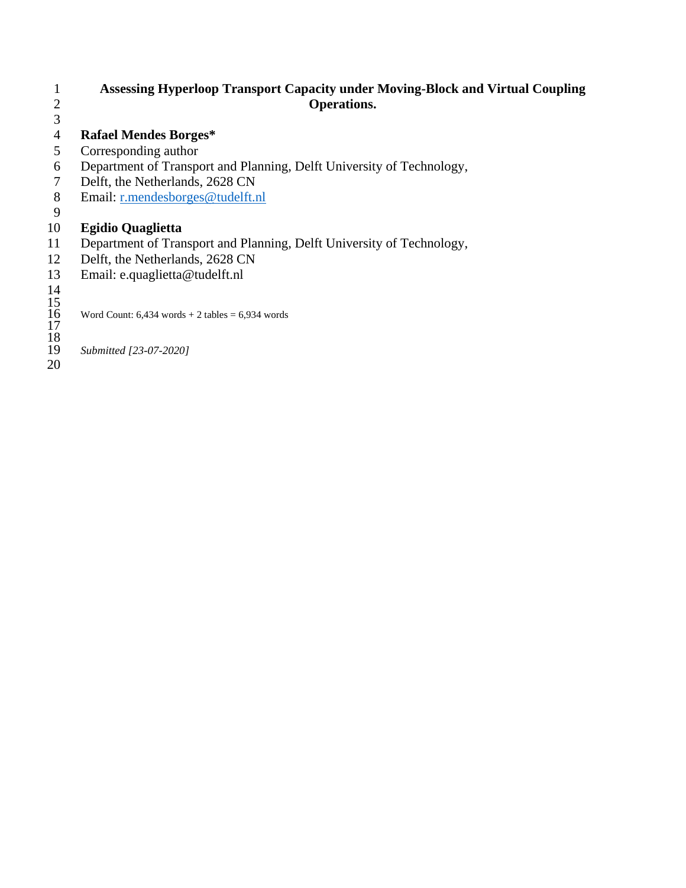# Assessing Hyperloop Transport Capacity under Moving-Block and Virtual Coupling Operations.

**Rafael Mendes Borges***
Corresponding author
Department of Transport and Planning, Delft University of Technology,
Delft, the Netherlands, 2628 CN
Email: r.mendesborges@tudelft.nl

**Egidio Quaglietta**
Department of Transport and Planning, Delft University of Technology,
Delft, the Netherlands, 2628 CN
Email: e.quaglietta@tudelft.nl

Word Count: 6,434 words + 2 tables = 6,934 words

*Submitted [23-07-2020]*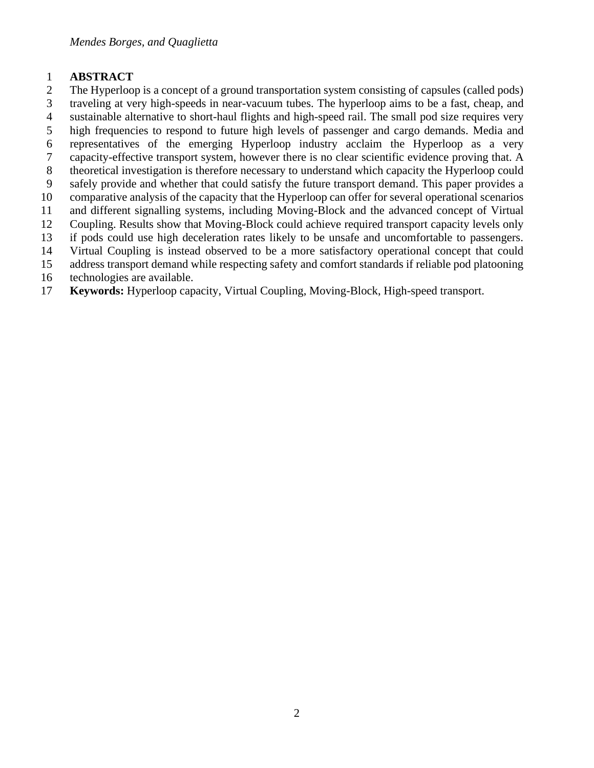## ABSTRACT

The Hyperloop is a concept of a ground transportation system consisting of capsules (called pods) traveling at very high-speeds in near-vacuum tubes. The hyperloop aims to be a fast, cheap, and sustainable alternative to short-haul flights and high-speed rail. The small pod size requires very high frequencies to respond to future high levels of passenger and cargo demands. Media and representatives of the emerging Hyperloop industry acclaim the Hyperloop as a very capacity-effective transport system, however there is no clear scientific evidence proving that. A theoretical investigation is therefore necessary to understand which capacity the Hyperloop could safely provide and whether that could satisfy the future transport demand. This paper provides a comparative analysis of the capacity that the Hyperloop can offer for several operational scenarios and different signalling systems, including Moving-Block and the advanced concept of Virtual Coupling. Results show that Moving-Block could achieve required transport capacity levels only if pods could use high deceleration rates likely to be unsafe and uncomfortable to passengers. Virtual Coupling is instead observed to be a more satisfactory operational concept that could address transport demand while respecting safety and comfort standards if reliable pod platooning technologies are available.

**Keywords:** Hyperloop capacity, Virtual Coupling, Moving-Block, High-speed transport.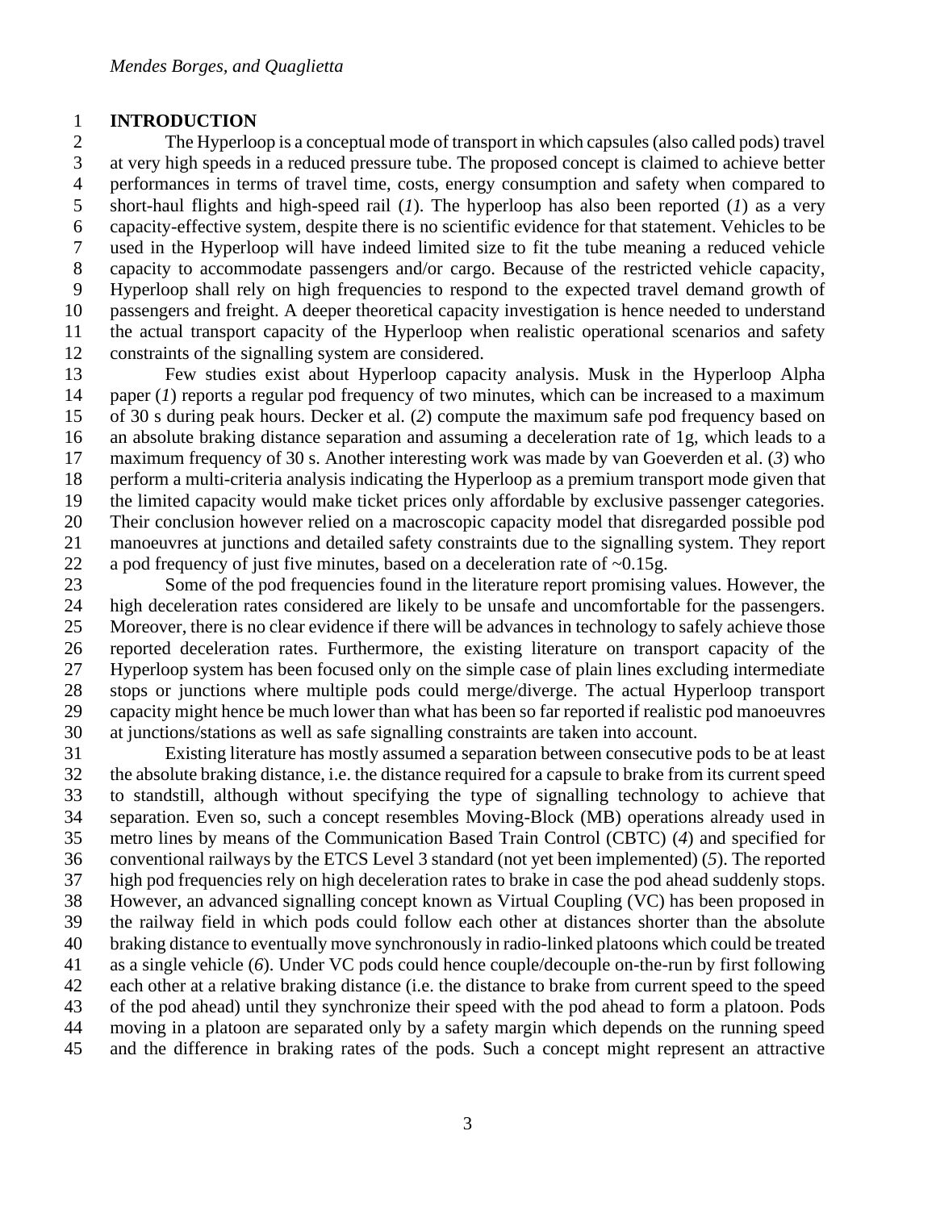# INTRODUCTION

The Hyperloop is a conceptual mode of transport in which capsules (also called pods) travel at very high speeds in a reduced pressure tube. The proposed concept is claimed to achieve better performances in terms of travel time, costs, energy consumption and safety when compared to short-haul flights and high-speed rail (*1*). The hyperloop has also been reported (*1*) as a very capacity-effective system, despite there is no scientific evidence for that statement. Vehicles to be used in the Hyperloop will have indeed limited size to fit the tube meaning a reduced vehicle capacity to accommodate passengers and/or cargo. Because of the restricted vehicle capacity, Hyperloop shall rely on high frequencies to respond to the expected travel demand growth of passengers and freight. A deeper theoretical capacity investigation is hence needed to understand the actual transport capacity of the Hyperloop when realistic operational scenarios and safety constraints of the signalling system are considered.

Few studies exist about Hyperloop capacity analysis. Musk in the Hyperloop Alpha paper (*1*) reports a regular pod frequency of two minutes, which can be increased to a maximum of 30 s during peak hours. Decker et al. (*2*) compute the maximum safe pod frequency based on an absolute braking distance separation and assuming a deceleration rate of 1g, which leads to a maximum frequency of 30 s. Another interesting work was made by van Goeverden et al. (*3*) who perform a multi-criteria analysis indicating the Hyperloop as a premium transport mode given that the limited capacity would make ticket prices only affordable by exclusive passenger categories. Their conclusion however relied on a macroscopic capacity model that disregarded possible pod manoeuvres at junctions and detailed safety constraints due to the signalling system. They report a pod frequency of just five minutes, based on a deceleration rate of ~0.15g.

Some of the pod frequencies found in the literature report promising values. However, the high deceleration rates considered are likely to be unsafe and uncomfortable for the passengers. Moreover, there is no clear evidence if there will be advances in technology to safely achieve those reported deceleration rates. Furthermore, the existing literature on transport capacity of the Hyperloop system has been focused only on the simple case of plain lines excluding intermediate stops or junctions where multiple pods could merge/diverge. The actual Hyperloop transport capacity might hence be much lower than what has been so far reported if realistic pod manoeuvres at junctions/stations as well as safe signalling constraints are taken into account.

Existing literature has mostly assumed a separation between consecutive pods to be at least the absolute braking distance, i.e. the distance required for a capsule to brake from its current speed to standstill, although without specifying the type of signalling technology to achieve that separation. Even so, such a concept resembles Moving-Block (MB) operations already used in metro lines by means of the Communication Based Train Control (CBTC) (*4*) and specified for conventional railways by the ETCS Level 3 standard (not yet been implemented) (*5*). The reported high pod frequencies rely on high deceleration rates to brake in case the pod ahead suddenly stops. However, an advanced signalling concept known as Virtual Coupling (VC) has been proposed in the railway field in which pods could follow each other at distances shorter than the absolute braking distance to eventually move synchronously in radio-linked platoons which could be treated as a single vehicle (*6*). Under VC pods could hence couple/decouple on-the-run by first following each other at a relative braking distance (i.e. the distance to brake from current speed to the speed of the pod ahead) until they synchronize their speed with the pod ahead to form a platoon. Pods moving in a platoon are separated only by a safety margin which depends on the running speed and the difference in braking rates of the pods. Such a concept might represent an attractive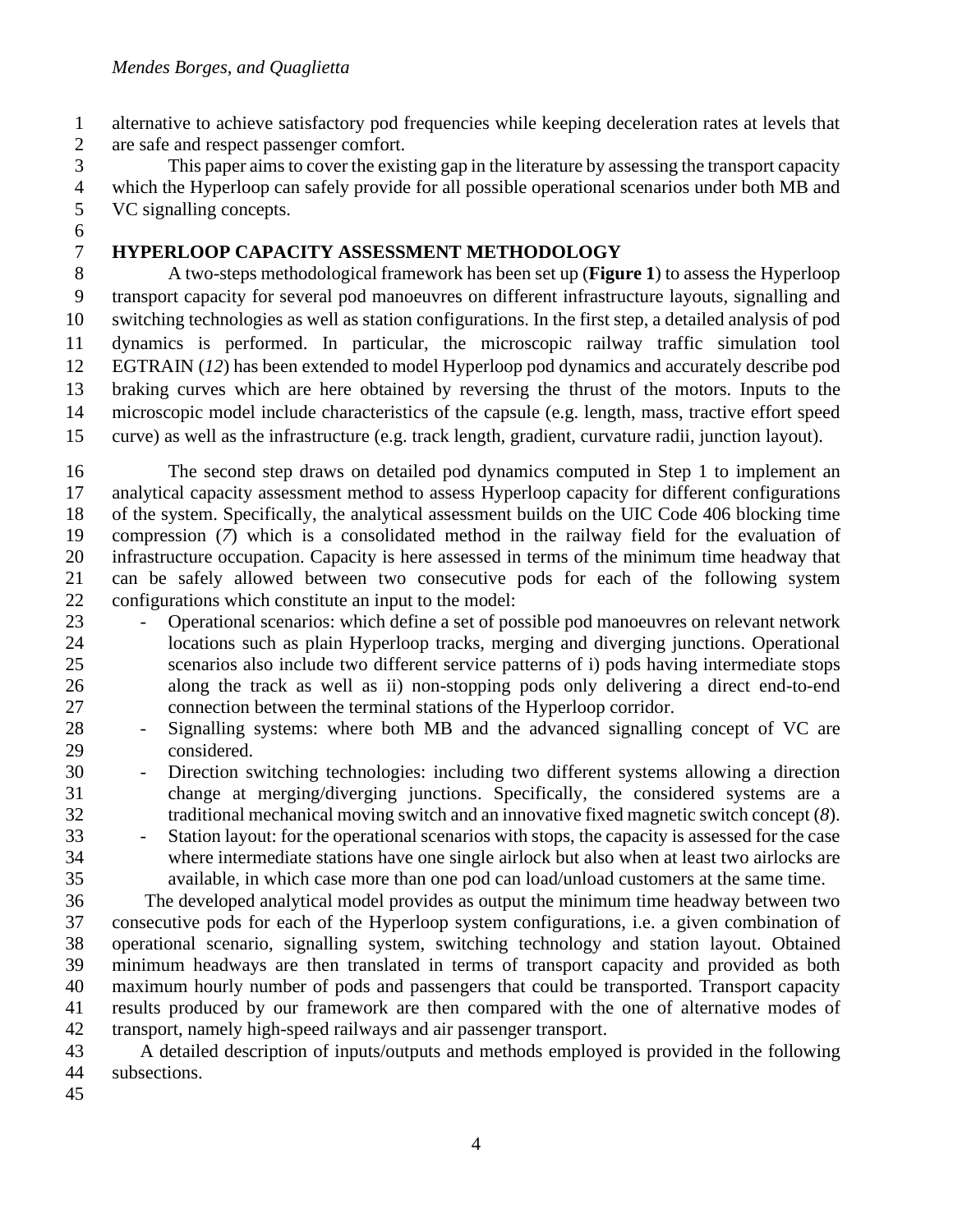alternative to achieve satisfactory pod frequencies while keeping deceleration rates at levels that are safe and respect passenger comfort.

This paper aims to cover the existing gap in the literature by assessing the transport capacity which the Hyperloop can safely provide for all possible operational scenarios under both MB and VC signalling concepts.

# HYPERLOOP CAPACITY ASSESSMENT METHODOLOGY

A two-steps methodological framework has been set up (**Figure 1**) to assess the Hyperloop transport capacity for several pod manoeuvres on different infrastructure layouts, signalling and switching technologies as well as station configurations. In the first step, a detailed analysis of pod dynamics is performed. In particular, the microscopic railway traffic simulation tool EGTRAIN (*12*) has been extended to model Hyperloop pod dynamics and accurately describe pod braking curves which are here obtained by reversing the thrust of the motors. Inputs to the microscopic model include characteristics of the capsule (e.g. length, mass, tractive effort speed curve) as well as the infrastructure (e.g. track length, gradient, curvature radii, junction layout).

The second step draws on detailed pod dynamics computed in Step 1 to implement an analytical capacity assessment method to assess Hyperloop capacity for different configurations of the system. Specifically, the analytical assessment builds on the UIC Code 406 blocking time compression (*7*) which is a consolidated method in the railway field for the evaluation of infrastructure occupation. Capacity is here assessed in terms of the minimum time headway that can be safely allowed between two consecutive pods for each of the following system configurations which constitute an input to the model:

- Operational scenarios: which define a set of possible pod manoeuvres on relevant network locations such as plain Hyperloop tracks, merging and diverging junctions. Operational scenarios also include two different service patterns of i) pods having intermediate stops along the track as well as ii) non-stopping pods only delivering a direct end-to-end connection between the terminal stations of the Hyperloop corridor.
- Signalling systems: where both MB and the advanced signalling concept of VC are considered.
- Direction switching technologies: including two different systems allowing a direction change at merging/diverging junctions. Specifically, the considered systems are a traditional mechanical moving switch and an innovative fixed magnetic switch concept (*8*).
- Station layout: for the operational scenarios with stops, the capacity is assessed for the case where intermediate stations have one single airlock but also when at least two airlocks are available, in which case more than one pod can load/unload customers at the same time.

The developed analytical model provides as output the minimum time headway between two consecutive pods for each of the Hyperloop system configurations, i.e. a given combination of operational scenario, signalling system, switching technology and station layout. Obtained minimum headways are then translated in terms of transport capacity and provided as both maximum hourly number of pods and passengers that could be transported. Transport capacity results produced by our framework are then compared with the one of alternative modes of transport, namely high-speed railways and air passenger transport.

A detailed description of inputs/outputs and methods employed is provided in the following subsections.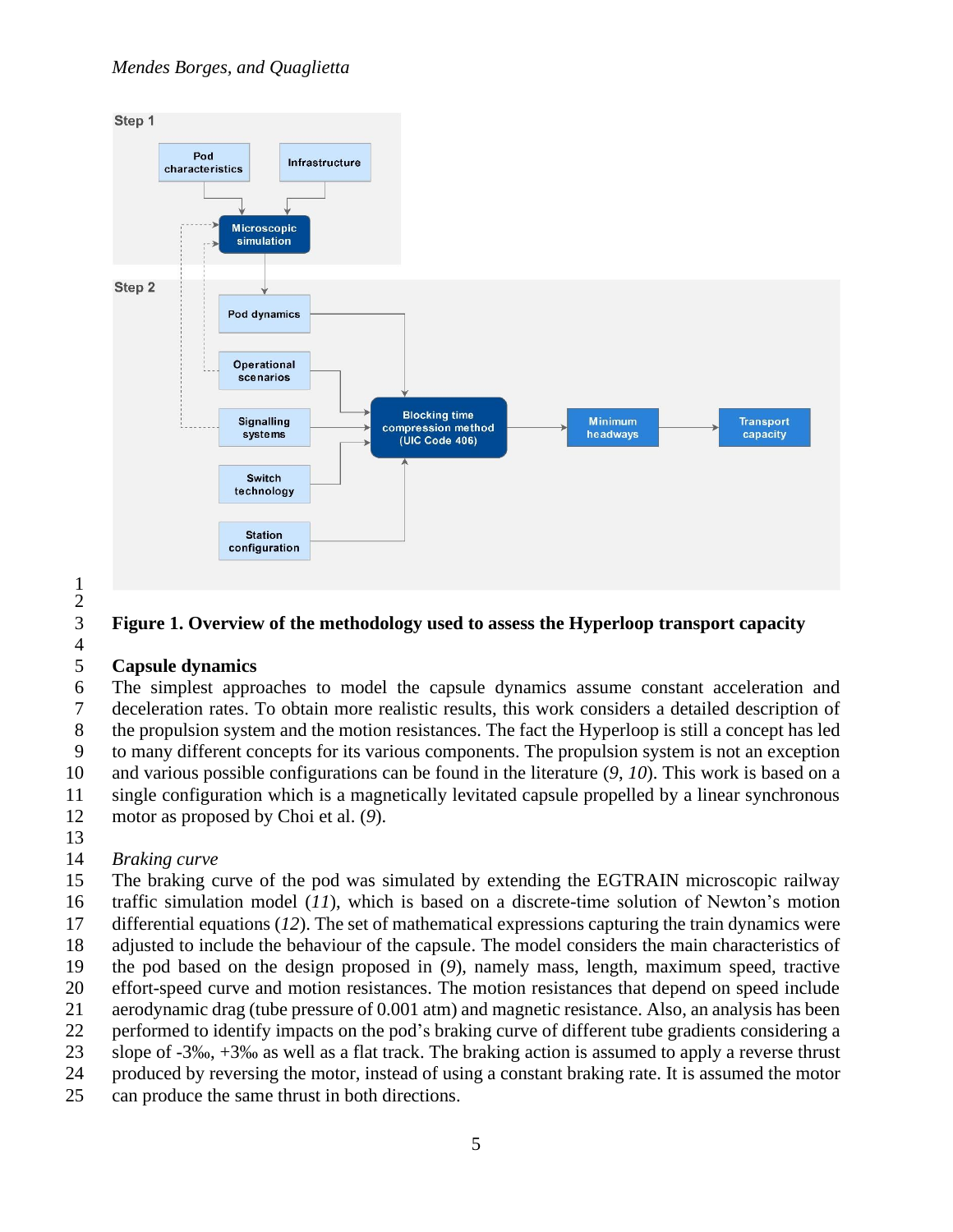**Figure 1. Overview of the methodology used to assess the Hyperloop transport capacity**

## Capsule dynamics

The simplest approaches to model the capsule dynamics assume constant acceleration and deceleration rates. To obtain more realistic results, this work considers a detailed description of the propulsion system and the motion resistances. The fact the Hyperloop is still a concept has led to many different concepts for its various components. The propulsion system is not an exception and various possible configurations can be found in the literature (*9*, *10*). This work is based on a single configuration which is a magnetically levitated capsule propelled by a linear synchronous motor as proposed by Choi et al. (*9*).

### *Braking curve*

The braking curve of the pod was simulated by extending the EGTRAIN microscopic railway traffic simulation model (*11*), which is based on a discrete-time solution of Newton's motion differential equations (*12*). The set of mathematical expressions capturing the train dynamics were adjusted to include the behaviour of the capsule. The model considers the main characteristics of the pod based on the design proposed in (*9*), namely mass, length, maximum speed, tractive effort-speed curve and motion resistances. The motion resistances that depend on speed include aerodynamic drag (tube pressure of 0.001 atm) and magnetic resistance. Also, an analysis has been performed to identify impacts on the pod's braking curve of different tube gradients considering a slope of -3‰, +3‰ as well as a flat track. The braking action is assumed to apply a reverse thrust produced by reversing the motor, instead of using a constant braking rate. It is assumed the motor can produce the same thrust in both directions.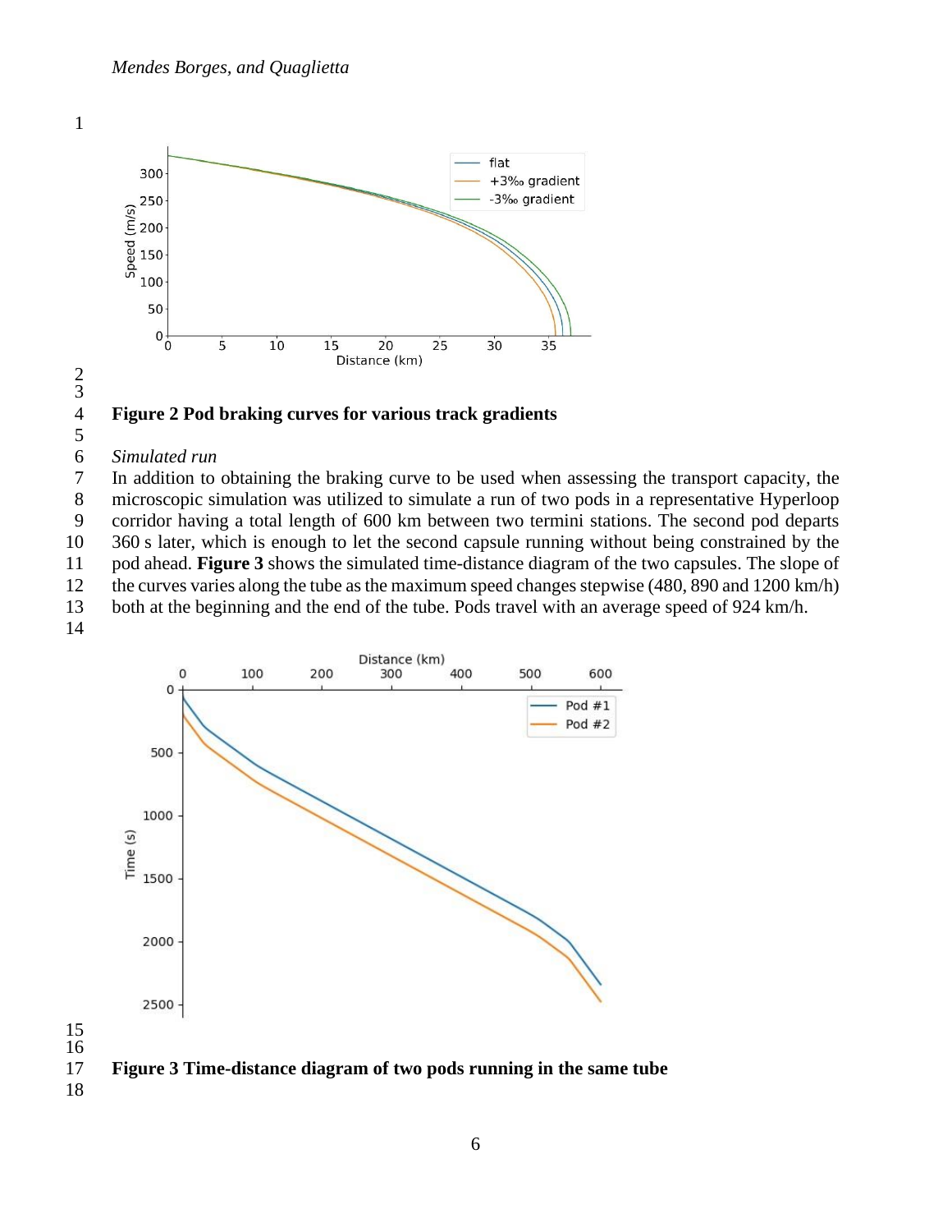**Figure 2 Pod braking curves for various track gradients**

*Simulated run*

In addition to obtaining the braking curve to be used when assessing the transport capacity, the microscopic simulation was utilized to simulate a run of two pods in a representative Hyperloop corridor having a total length of 600 km between two termini stations. The second pod departs 360 s later, which is enough to let the second capsule running without being constrained by the pod ahead. **Figure 3** shows the simulated time-distance diagram of the two capsules. The slope of the curves varies along the tube as the maximum speed changes stepwise (480, 890 and 1200 km/h) both at the beginning and the end of the tube. Pods travel with an average speed of 924 km/h.

**Figure 3 Time-distance diagram of two pods running in the same tube**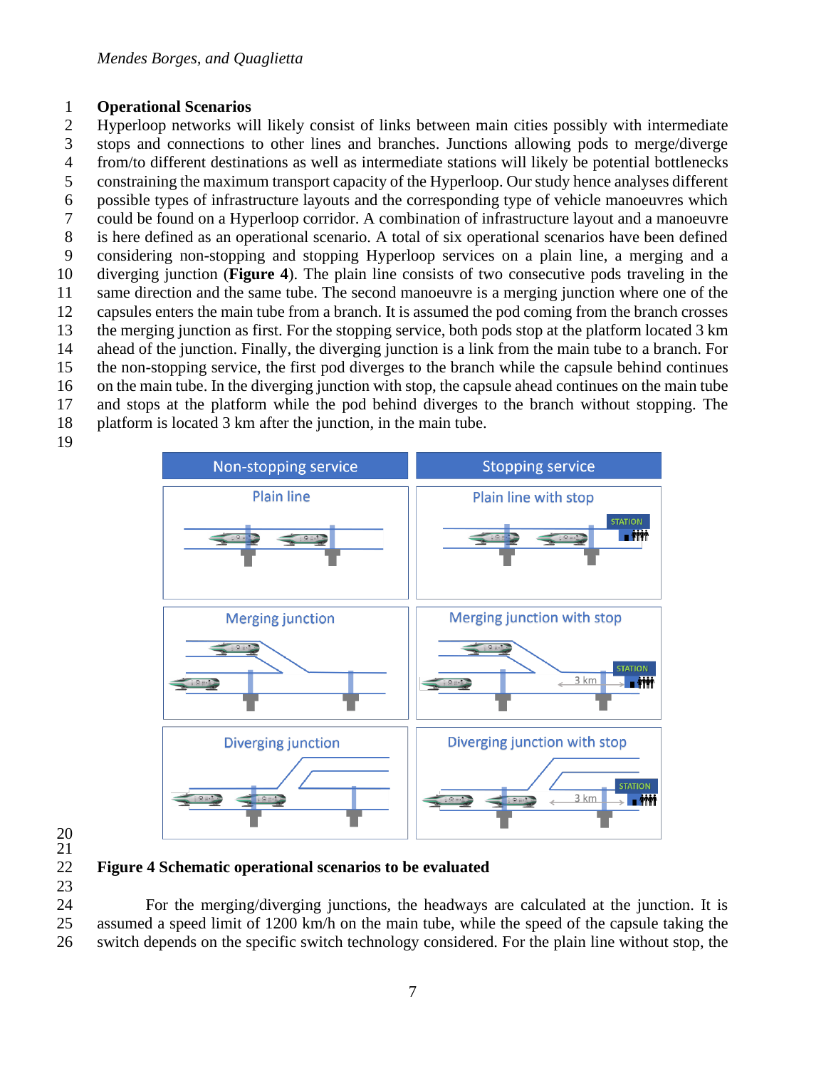## Operational Scenarios

Hyperloop networks will likely consist of links between main cities possibly with intermediate stops and connections to other lines and branches. Junctions allowing pods to merge/diverge from/to different destinations as well as intermediate stations will likely be potential bottlenecks constraining the maximum transport capacity of the Hyperloop. Our study hence analyses different possible types of infrastructure layouts and the corresponding type of vehicle manoeuvres which could be found on a Hyperloop corridor. A combination of infrastructure layout and a manoeuvre is here defined as an operational scenario. A total of six operational scenarios have been defined considering non-stopping and stopping Hyperloop services on a plain line, a merging and a diverging junction (**Figure 4**). The plain line consists of two consecutive pods traveling in the same direction and the same tube. The second manoeuvre is a merging junction where one of the capsules enters the main tube from a branch. It is assumed the pod coming from the branch crosses the merging junction as first. For the stopping service, both pods stop at the platform located 3 km ahead of the junction. Finally, the diverging junction is a link from the main tube to a branch. For the non-stopping service, the first pod diverges to the branch while the capsule behind continues on the main tube. In the diverging junction with stop, the capsule ahead continues on the main tube and stops at the platform while the pod behind diverges to the branch without stopping. The platform is located 3 km after the junction, in the main tube.

**Figure 4 Schematic operational scenarios to be evaluated**

For the merging/diverging junctions, the headways are calculated at the junction. It is assumed a speed limit of 1200 km/h on the main tube, while the speed of the capsule taking the switch depends on the specific switch technology considered. For the plain line without stop, the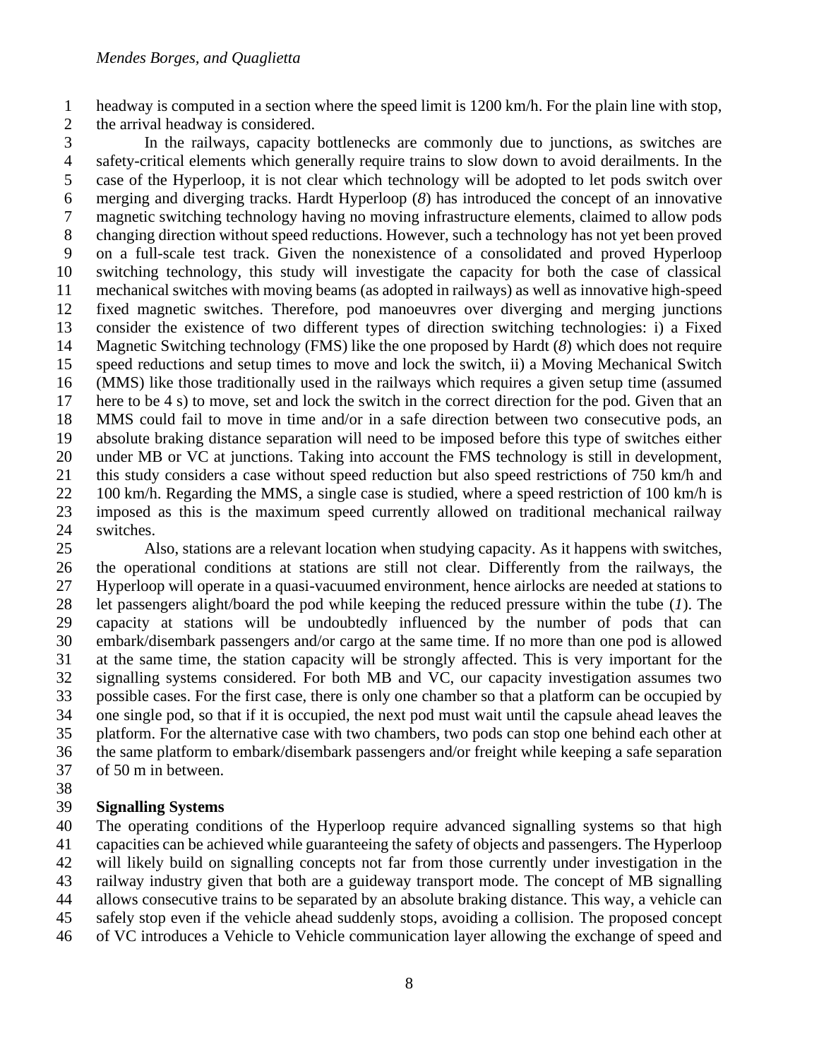headway is computed in a section where the speed limit is 1200 km/h. For the plain line with stop, the arrival headway is considered.

In the railways, capacity bottlenecks are commonly due to junctions, as switches are safety-critical elements which generally require trains to slow down to avoid derailments. In the case of the Hyperloop, it is not clear which technology will be adopted to let pods switch over merging and diverging tracks. Hardt Hyperloop (*8*) has introduced the concept of an innovative magnetic switching technology having no moving infrastructure elements, claimed to allow pods changing direction without speed reductions. However, such a technology has not yet been proved on a full-scale test track. Given the nonexistence of a consolidated and proved Hyperloop switching technology, this study will investigate the capacity for both the case of classical mechanical switches with moving beams (as adopted in railways) as well as innovative high-speed fixed magnetic switches. Therefore, pod manoeuvres over diverging and merging junctions consider the existence of two different types of direction switching technologies: i) a Fixed Magnetic Switching technology (FMS) like the one proposed by Hardt (*8*) which does not require speed reductions and setup times to move and lock the switch, ii) a Moving Mechanical Switch (MMS) like those traditionally used in the railways which requires a given setup time (assumed here to be 4 s) to move, set and lock the switch in the correct direction for the pod. Given that an MMS could fail to move in time and/or in a safe direction between two consecutive pods, an absolute braking distance separation will need to be imposed before this type of switches either under MB or VC at junctions. Taking into account the FMS technology is still in development, this study considers a case without speed reduction but also speed restrictions of 750 km/h and 100 km/h. Regarding the MMS, a single case is studied, where a speed restriction of 100 km/h is imposed as this is the maximum speed currently allowed on traditional mechanical railway switches.

Also, stations are a relevant location when studying capacity. As it happens with switches, the operational conditions at stations are still not clear. Differently from the railways, the Hyperloop will operate in a quasi-vacuumed environment, hence airlocks are needed at stations to let passengers alight/board the pod while keeping the reduced pressure within the tube (*1*). The capacity at stations will be undoubtedly influenced by the number of pods that can embark/disembark passengers and/or cargo at the same time. If no more than one pod is allowed at the same time, the station capacity will be strongly affected. This is very important for the signalling systems considered. For both MB and VC, our capacity investigation assumes two possible cases. For the first case, there is only one chamber so that a platform can be occupied by one single pod, so that if it is occupied, the next pod must wait until the capsule ahead leaves the platform. For the alternative case with two chambers, two pods can stop one behind each other at the same platform to embark/disembark passengers and/or freight while keeping a safe separation of 50 m in between.

## Signalling Systems

The operating conditions of the Hyperloop require advanced signalling systems so that high capacities can be achieved while guaranteeing the safety of objects and passengers. The Hyperloop will likely build on signalling concepts not far from those currently under investigation in the railway industry given that both are a guideway transport mode. The concept of MB signalling allows consecutive trains to be separated by an absolute braking distance. This way, a vehicle can safely stop even if the vehicle ahead suddenly stops, avoiding a collision. The proposed concept of VC introduces a Vehicle to Vehicle communication layer allowing the exchange of speed and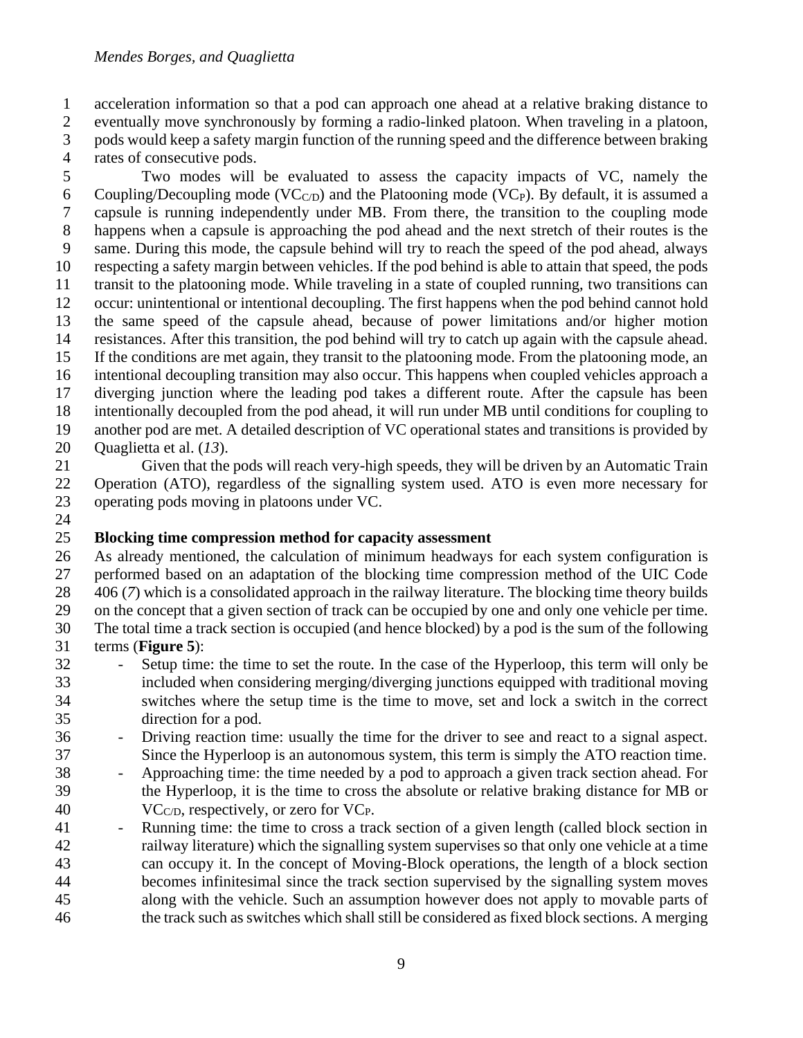acceleration information so that a pod can approach one ahead at a relative braking distance to eventually move synchronously by forming a radio-linked platoon. When traveling in a platoon, pods would keep a safety margin function of the running speed and the difference between braking rates of consecutive pods.

Two modes will be evaluated to assess the capacity impacts of VC, namely the Coupling/Decoupling mode ($VC_{C/D}$) and the Platooning mode ($VC_P$). By default, it is assumed a capsule is running independently under MB. From there, the transition to the coupling mode happens when a capsule is approaching the pod ahead and the next stretch of their routes is the same. During this mode, the capsule behind will try to reach the speed of the pod ahead, always respecting a safety margin between vehicles. If the pod behind is able to attain that speed, the pods transit to the platooning mode. While traveling in a state of coupled running, two transitions can occur: unintentional or intentional decoupling. The first happens when the pod behind cannot hold the same speed of the capsule ahead, because of power limitations and/or higher motion resistances. After this transition, the pod behind will try to catch up again with the capsule ahead. If the conditions are met again, they transit to the platooning mode. From the platooning mode, an intentional decoupling transition may also occur. This happens when coupled vehicles approach a diverging junction where the leading pod takes a different route. After the capsule has been intentionally decoupled from the pod ahead, it will run under MB until conditions for coupling to another pod are met. A detailed description of VC operational states and transitions is provided by Quaglietta et al. (*13*).

Given that the pods will reach very-high speeds, they will be driven by an Automatic Train Operation (ATO), regardless of the signalling system used. ATO is even more necessary for operating pods moving in platoons under VC.

## Blocking time compression method for capacity assessment

As already mentioned, the calculation of minimum headways for each system configuration is performed based on an adaptation of the blocking time compression method of the UIC Code 406 (*7*) which is a consolidated approach in the railway literature. The blocking time theory builds on the concept that a given section of track can be occupied by one and only one vehicle per time. The total time a track section is occupied (and hence blocked) by a pod is the sum of the following terms (**Figure 5**):

- Setup time: the time to set the route. In the case of the Hyperloop, this term will only be included when considering merging/diverging junctions equipped with traditional moving switches where the setup time is the time to move, set and lock a switch in the correct direction for a pod.
- Driving reaction time: usually the time for the driver to see and react to a signal aspect. Since the Hyperloop is an autonomous system, this term is simply the ATO reaction time.
- Approaching time: the time needed by a pod to approach a given track section ahead. For the Hyperloop, it is the time to cross the absolute or relative braking distance for MB or $VC_{C/D}$, respectively, or zero for $VC_P$.
- Running time: the time to cross a track section of a given length (called block section in railway literature) which the signalling system supervises so that only one vehicle at a time can occupy it. In the concept of Moving-Block operations, the length of a block section becomes infinitesimal since the track section supervised by the signalling system moves along with the vehicle. Such an assumption however does not apply to movable parts of the track such as switches which shall still be considered as fixed block sections. A merging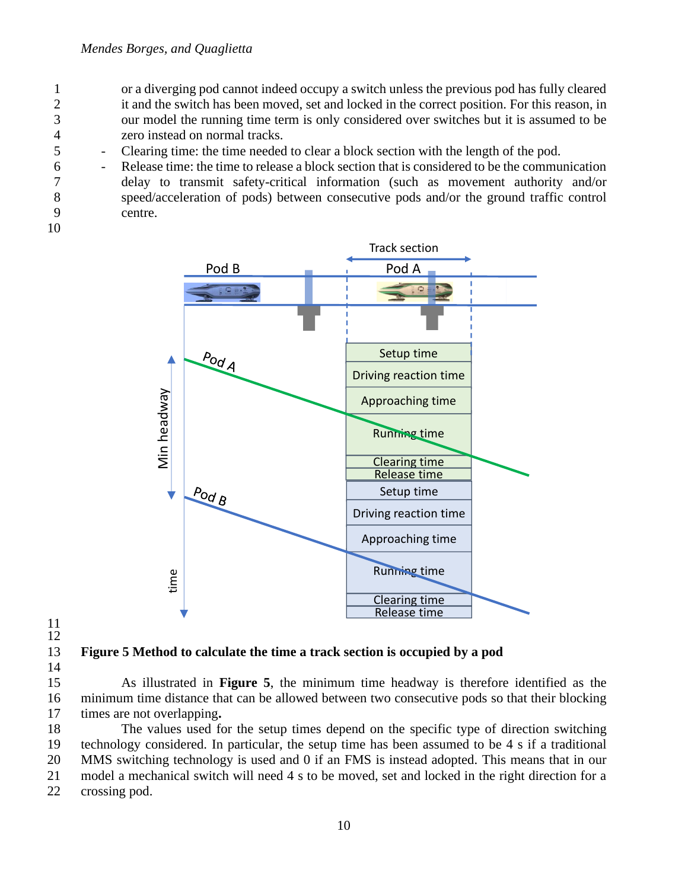or a diverging pod cannot indeed occupy a switch unless the previous pod has fully cleared it and the switch has been moved, set and locked in the correct position. For this reason, in our model the running time term is only considered over switches but it is assumed to be zero instead on normal tracks.

- Clearing time: the time needed to clear a block section with the length of the pod.
- Release time: the time to release a block section that is considered to be the communication delay to transmit safety-critical information (such as movement authority and/or speed/acceleration of pods) between consecutive pods and/or the ground traffic control centre.

**Figure 5 Method to calculate the time a track section is occupied by a pod**

As illustrated in **Figure 5**, the minimum time headway is therefore identified as the minimum time distance that can be allowed between two consecutive pods so that their blocking times are not overlapping**.**

The values used for the setup times depend on the specific type of direction switching technology considered. In particular, the setup time has been assumed to be 4 s if a traditional MMS switching technology is used and 0 if an FMS is instead adopted. This means that in our model a mechanical switch will need 4 s to be moved, set and locked in the right direction for a crossing pod.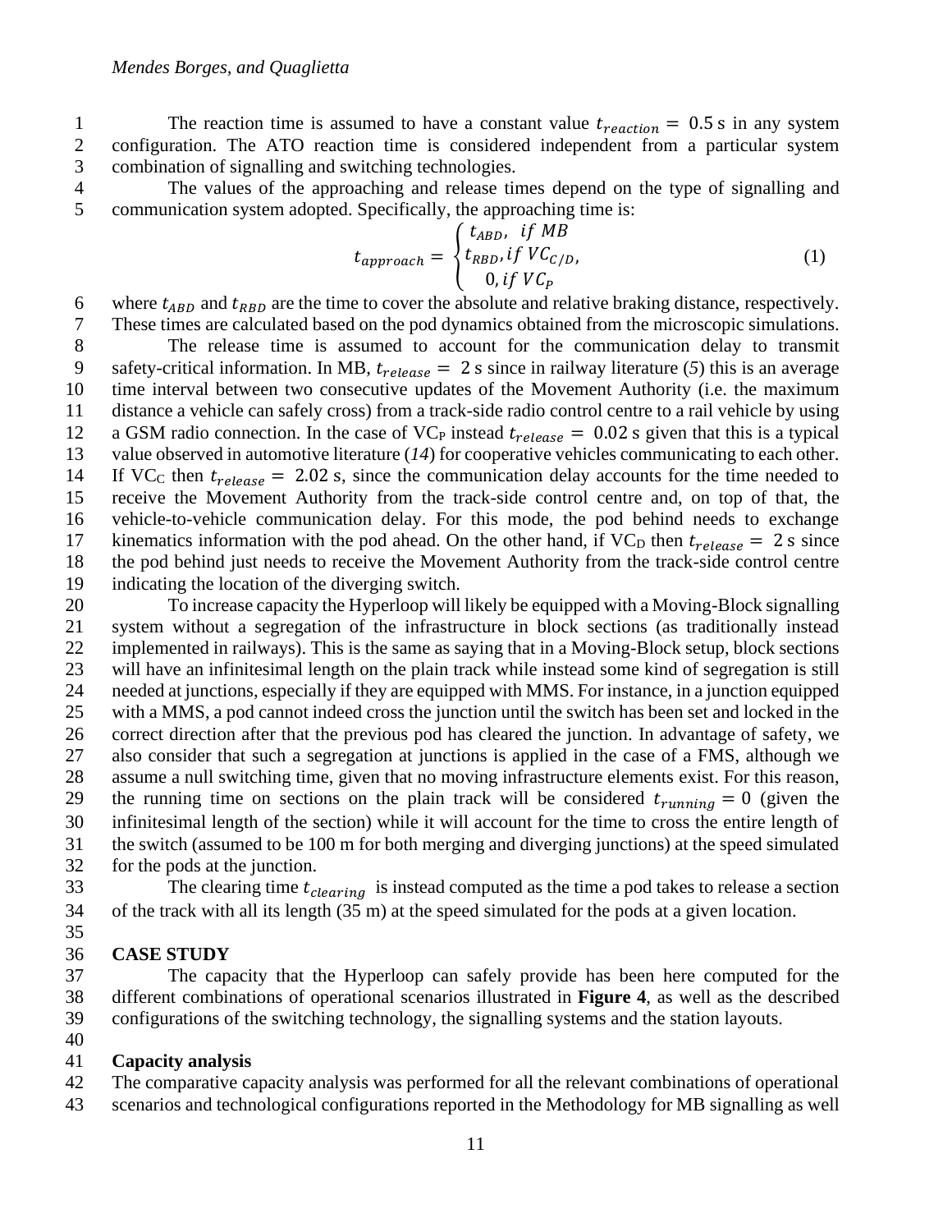The reaction time is assumed to have a constant value $t_{reaction} = 0.5$ s in any system configuration. The ATO reaction time is considered independent from a particular system combination of signalling and switching technologies.

The values of the approaching and release times depend on the type of signalling and communication system adopted. Specifically, the approaching time is:

$$t_{approach} = \begin{cases} t_{ABD}, & if\ MB \\ t_{RBD}, & if\ VC_{C/D}, \\ 0, & if\ VC_P \end{cases} \tag{1}$$

where $t_{ABD}$ and $t_{RBD}$ are the time to cover the absolute and relative braking distance, respectively. These times are calculated based on the pod dynamics obtained from the microscopic simulations.

The release time is assumed to account for the communication delay to transmit safety-critical information. In MB, $t_{release} = 2$ s since in railway literature (*5*) this is an average time interval between two consecutive updates of the Movement Authority (i.e. the maximum distance a vehicle can safely cross) from a track-side radio control centre to a rail vehicle by using a GSM radio connection. In the case of $VC_P$ instead $t_{release} = 0.02$ s given that this is a typical value observed in automotive literature (*14*) for cooperative vehicles communicating to each other. If $VC_C$ then $t_{release} = 2.02$ s, since the communication delay accounts for the time needed to receive the Movement Authority from the track-side control centre and, on top of that, the vehicle-to-vehicle communication delay. For this mode, the pod behind needs to exchange kinematics information with the pod ahead. On the other hand, if $VC_D$ then $t_{release} = 2$ s since the pod behind just needs to receive the Movement Authority from the track-side control centre indicating the location of the diverging switch.

To increase capacity the Hyperloop will likely be equipped with a Moving-Block signalling system without a segregation of the infrastructure in block sections (as traditionally instead implemented in railways). This is the same as saying that in a Moving-Block setup, block sections will have an infinitesimal length on the plain track while instead some kind of segregation is still needed at junctions, especially if they are equipped with MMS. For instance, in a junction equipped with a MMS, a pod cannot indeed cross the junction until the switch has been set and locked in the correct direction after that the previous pod has cleared the junction. In advantage of safety, we also consider that such a segregation at junctions is applied in the case of a FMS, although we assume a null switching time, given that no moving infrastructure elements exist. For this reason, the running time on sections on the plain track will be considered $t_{running} = 0$ (given the infinitesimal length of the section) while it will account for the time to cross the entire length of the switch (assumed to be 100 m for both merging and diverging junctions) at the speed simulated for the pods at the junction.

The clearing time $t_{clearing}$ is instead computed as the time a pod takes to release a section of the track with all its length (35 m) at the speed simulated for the pods at a given location.

## CASE STUDY

The capacity that the Hyperloop can safely provide has been here computed for the different combinations of operational scenarios illustrated in **Figure 4**, as well as the described configurations of the switching technology, the signalling systems and the station layouts.

### Capacity analysis

The comparative capacity analysis was performed for all the relevant combinations of operational scenarios and technological configurations reported in the Methodology for MB signalling as well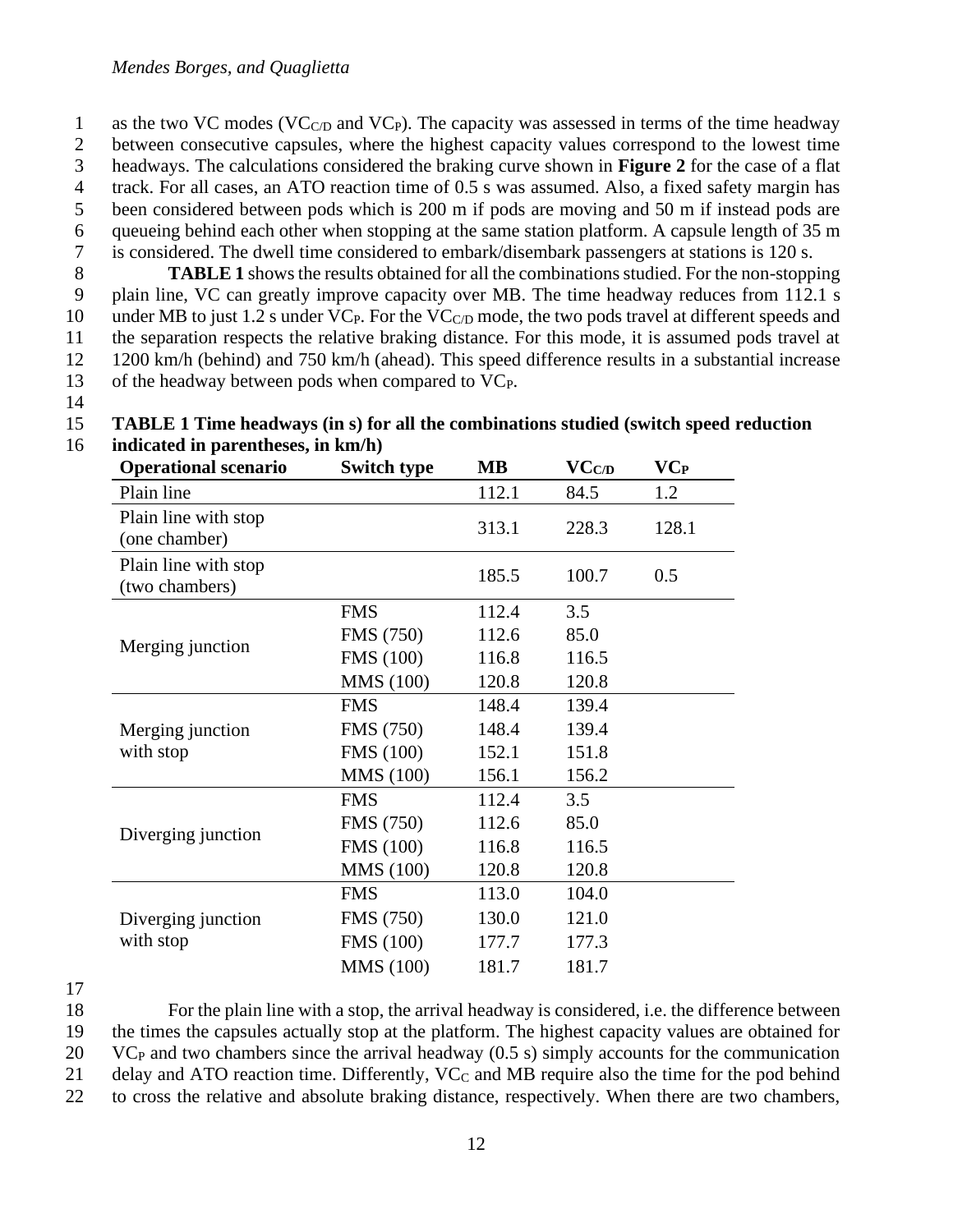as the two VC modes ($VC_{C/D}$ and $VC_P$). The capacity was assessed in terms of the time headway between consecutive capsules, where the highest capacity values correspond to the lowest time headways. The calculations considered the braking curve shown in **Figure 2** for the case of a flat track. For all cases, an ATO reaction time of 0.5 s was assumed. Also, a fixed safety margin has been considered between pods which is 200 m if pods are moving and 50 m if instead pods are queueing behind each other when stopping at the same station platform. A capsule length of 35 m is considered. The dwell time considered to embark/disembark passengers at stations is 120 s.

**TABLE 1** shows the results obtained for all the combinations studied. For the non-stopping plain line, VC can greatly improve capacity over MB. The time headway reduces from 112.1 s under MB to just 1.2 s under $VC_P$. For the $VC_{C/D}$ mode, the two pods travel at different speeds and the separation respects the relative braking distance. For this mode, it is assumed pods travel at 1200 km/h (behind) and 750 km/h (ahead). This speed difference results in a substantial increase of the headway between pods when compared to $VC_P$.

**TABLE 1 Time headways (in s) for all the combinations studied (switch speed reduction indicated in parentheses, in km/h)**

| Operational scenario | Switch type | MB | $VC_{C/D}$ | $VC_P$ |
|---|---|---|---|---|
| Plain line | | 112.1 | 84.5 | 1.2 |
| Plain line with stop (one chamber) | | 313.1 | 228.3 | 128.1 |
| Plain line with stop (two chambers) | | 185.5 | 100.7 | 0.5 |
| Merging junction | FMS | 112.4 | 3.5 | |
| | FMS (750) | 112.6 | 85.0 | |
| | FMS (100) | 116.8 | 116.5 | |
| | MMS (100) | 120.8 | 120.8 | |
| Merging junction with stop | FMS | 148.4 | 139.4 | |
| | FMS (750) | 148.4 | 139.4 | |
| | FMS (100) | 152.1 | 151.8 | |
| | MMS (100) | 156.1 | 156.2 | |
| Diverging junction | FMS | 112.4 | 3.5 | |
| | FMS (750) | 112.6 | 85.0 | |
| | FMS (100) | 116.8 | 116.5 | |
| | MMS (100) | 120.8 | 120.8 | |
| Diverging junction with stop | FMS | 113.0 | 104.0 | |
| | FMS (750) | 130.0 | 121.0 | |
| | FMS (100) | 177.7 | 177.3 | |
| | MMS (100) | 181.7 | 181.7 | |

For the plain line with a stop, the arrival headway is considered, i.e. the difference between the times the capsules actually stop at the platform. The highest capacity values are obtained for $VC_P$ and two chambers since the arrival headway (0.5 s) simply accounts for the communication delay and ATO reaction time. Differently, $VC_C$ and MB require also the time for the pod behind to cross the relative and absolute braking distance, respectively. When there are two chambers,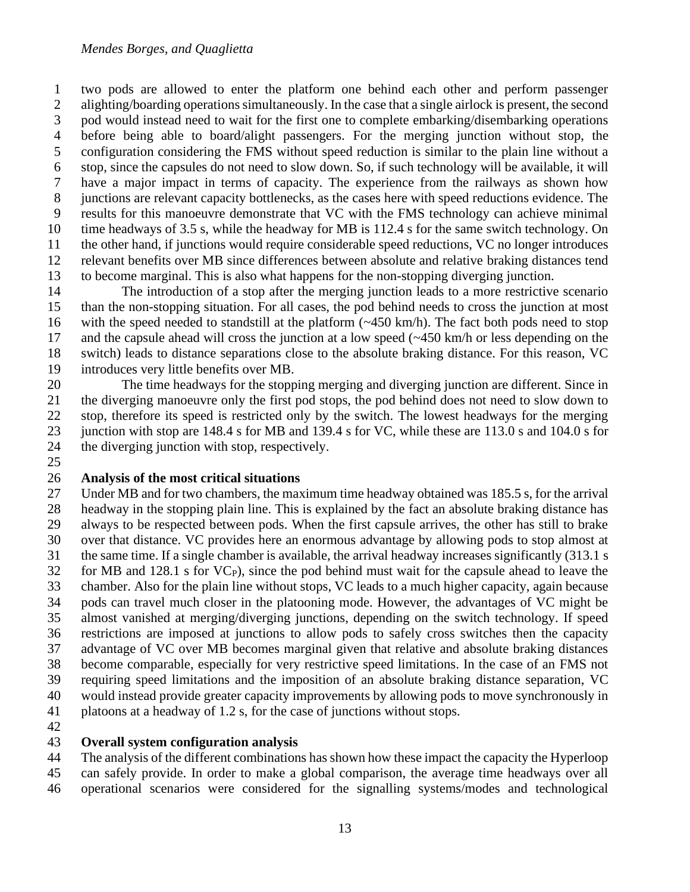two pods are allowed to enter the platform one behind each other and perform passenger alighting/boarding operations simultaneously. In the case that a single airlock is present, the second pod would instead need to wait for the first one to complete embarking/disembarking operations before being able to board/alight passengers. For the merging junction without stop, the configuration considering the FMS without speed reduction is similar to the plain line without a stop, since the capsules do not need to slow down. So, if such technology will be available, it will have a major impact in terms of capacity. The experience from the railways as shown how junctions are relevant capacity bottlenecks, as the cases here with speed reductions evidence. The results for this manoeuvre demonstrate that VC with the FMS technology can achieve minimal time headways of 3.5 s, while the headway for MB is 112.4 s for the same switch technology. On the other hand, if junctions would require considerable speed reductions, VC no longer introduces relevant benefits over MB since differences between absolute and relative braking distances tend to become marginal. This is also what happens for the non-stopping diverging junction.

The introduction of a stop after the merging junction leads to a more restrictive scenario than the non-stopping situation. For all cases, the pod behind needs to cross the junction at most with the speed needed to standstill at the platform (~450 km/h). The fact both pods need to stop and the capsule ahead will cross the junction at a low speed (~450 km/h or less depending on the switch) leads to distance separations close to the absolute braking distance. For this reason, VC introduces very little benefits over MB.

The time headways for the stopping merging and diverging junction are different. Since in the diverging manoeuvre only the first pod stops, the pod behind does not need to slow down to stop, therefore its speed is restricted only by the switch. The lowest headways for the merging junction with stop are 148.4 s for MB and 139.4 s for VC, while these are 113.0 s and 104.0 s for the diverging junction with stop, respectively.

**Analysis of the most critical situations**

Under MB and for two chambers, the maximum time headway obtained was 185.5 s, for the arrival headway in the stopping plain line. This is explained by the fact an absolute braking distance has always to be respected between pods. When the first capsule arrives, the other has still to brake over that distance. VC provides here an enormous advantage by allowing pods to stop almost at the same time. If a single chamber is available, the arrival headway increases significantly (313.1 s for MB and 128.1 s for $VC_P$), since the pod behind must wait for the capsule ahead to leave the chamber. Also for the plain line without stops, VC leads to a much higher capacity, again because pods can travel much closer in the platooning mode. However, the advantages of VC might be almost vanished at merging/diverging junctions, depending on the switch technology. If speed restrictions are imposed at junctions to allow pods to safely cross switches then the capacity advantage of VC over MB becomes marginal given that relative and absolute braking distances become comparable, especially for very restrictive speed limitations. In the case of an FMS not requiring speed limitations and the imposition of an absolute braking distance separation, VC would instead provide greater capacity improvements by allowing pods to move synchronously in platoons at a headway of 1.2 s, for the case of junctions without stops.

**Overall system configuration analysis**

The analysis of the different combinations has shown how these impact the capacity the Hyperloop can safely provide. In order to make a global comparison, the average time headways over all operational scenarios were considered for the signalling systems/modes and technological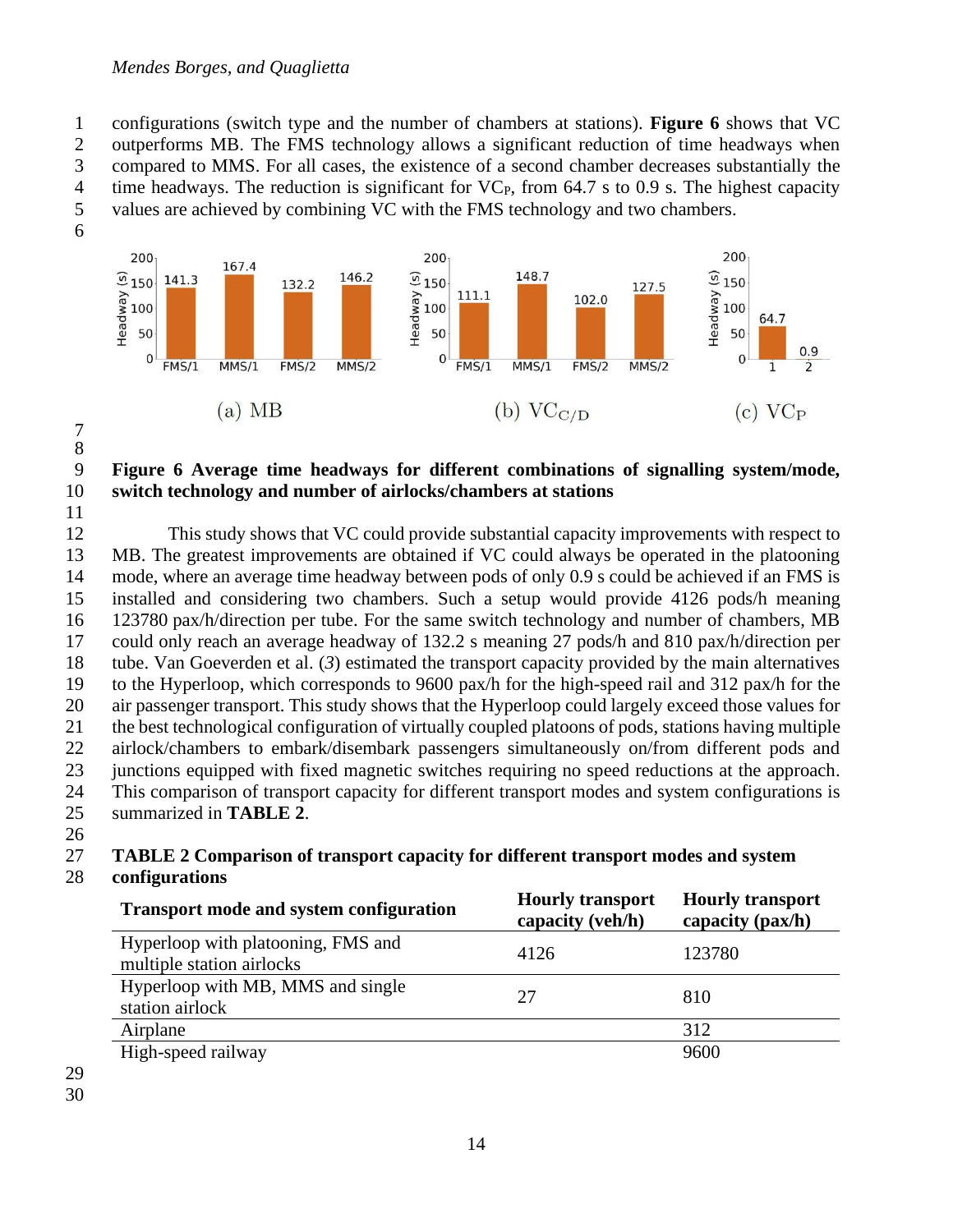configurations (switch type and the number of chambers at stations). **Figure 6** shows that VC outperforms MB. The FMS technology allows a significant reduction of time headways when compared to MMS. For all cases, the existence of a second chamber decreases substantially the time headways. The reduction is significant for $VC_P$, from 64.7 s to 0.9 s. The highest capacity values are achieved by combining VC with the FMS technology and two chambers.

**Figure 6 Average time headways for different combinations of signalling system/mode, switch technology and number of airlocks/chambers at stations**

This study shows that VC could provide substantial capacity improvements with respect to MB. The greatest improvements are obtained if VC could always be operated in the platooning mode, where an average time headway between pods of only 0.9 s could be achieved if an FMS is installed and considering two chambers. Such a setup would provide 4126 pods/h meaning 123780 pax/h/direction per tube. For the same switch technology and number of chambers, MB could only reach an average headway of 132.2 s meaning 27 pods/h and 810 pax/h/direction per tube. Van Goeverden et al. (*3*) estimated the transport capacity provided by the main alternatives to the Hyperloop, which corresponds to 9600 pax/h for the high-speed rail and 312 pax/h for the air passenger transport. This study shows that the Hyperloop could largely exceed those values for the best technological configuration of virtually coupled platoons of pods, stations having multiple airlock/chambers to embark/disembark passengers simultaneously on/from different pods and junctions equipped with fixed magnetic switches requiring no speed reductions at the approach. This comparison of transport capacity for different transport modes and system configurations is summarized in **TABLE 2**.

**TABLE 2 Comparison of transport capacity for different transport modes and system configurations**

| Transport mode and system configuration | Hourly transport capacity (veh/h) | Hourly transport capacity (pax/h) |
|---|---|---|
| Hyperloop with platooning, FMS and multiple station airlocks | 4126 | 123780 |
| Hyperloop with MB, MMS and single station airlock | 27 | 810 |
| Airplane | | 312 |
| High-speed railway | | 9600 |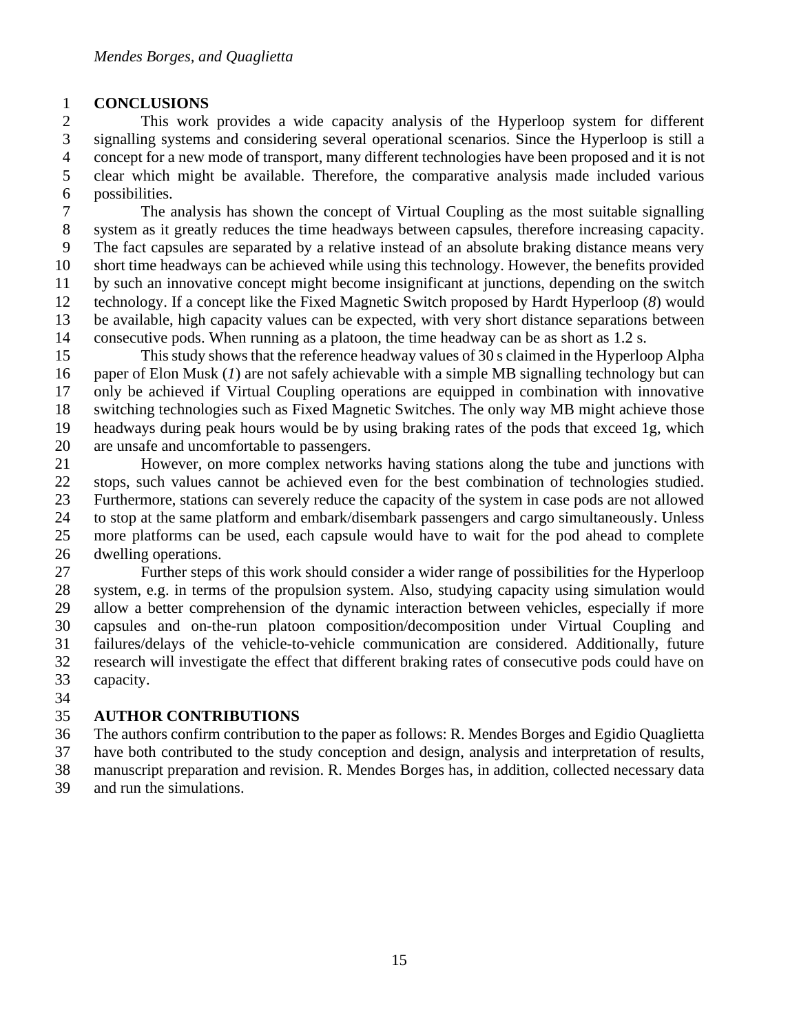## CONCLUSIONS

This work provides a wide capacity analysis of the Hyperloop system for different signalling systems and considering several operational scenarios. Since the Hyperloop is still a concept for a new mode of transport, many different technologies have been proposed and it is not clear which might be available. Therefore, the comparative analysis made included various possibilities.

The analysis has shown the concept of Virtual Coupling as the most suitable signalling system as it greatly reduces the time headways between capsules, therefore increasing capacity. The fact capsules are separated by a relative instead of an absolute braking distance means very short time headways can be achieved while using this technology. However, the benefits provided by such an innovative concept might become insignificant at junctions, depending on the switch technology. If a concept like the Fixed Magnetic Switch proposed by Hardt Hyperloop (*8*) would be available, high capacity values can be expected, with very short distance separations between consecutive pods. When running as a platoon, the time headway can be as short as 1.2 s.

This study shows that the reference headway values of 30 s claimed in the Hyperloop Alpha paper of Elon Musk (*1*) are not safely achievable with a simple MB signalling technology but can only be achieved if Virtual Coupling operations are equipped in combination with innovative switching technologies such as Fixed Magnetic Switches. The only way MB might achieve those headways during peak hours would be by using braking rates of the pods that exceed 1g, which are unsafe and uncomfortable to passengers.

However, on more complex networks having stations along the tube and junctions with stops, such values cannot be achieved even for the best combination of technologies studied. Furthermore, stations can severely reduce the capacity of the system in case pods are not allowed to stop at the same platform and embark/disembark passengers and cargo simultaneously. Unless more platforms can be used, each capsule would have to wait for the pod ahead to complete dwelling operations.

Further steps of this work should consider a wider range of possibilities for the Hyperloop system, e.g. in terms of the propulsion system. Also, studying capacity using simulation would allow a better comprehension of the dynamic interaction between vehicles, especially if more capsules and on-the-run platoon composition/decomposition under Virtual Coupling and failures/delays of the vehicle-to-vehicle communication are considered. Additionally, future research will investigate the effect that different braking rates of consecutive pods could have on capacity.

## AUTHOR CONTRIBUTIONS

The authors confirm contribution to the paper as follows: R. Mendes Borges and Egidio Quaglietta have both contributed to the study conception and design, analysis and interpretation of results, manuscript preparation and revision. R. Mendes Borges has, in addition, collected necessary data and run the simulations.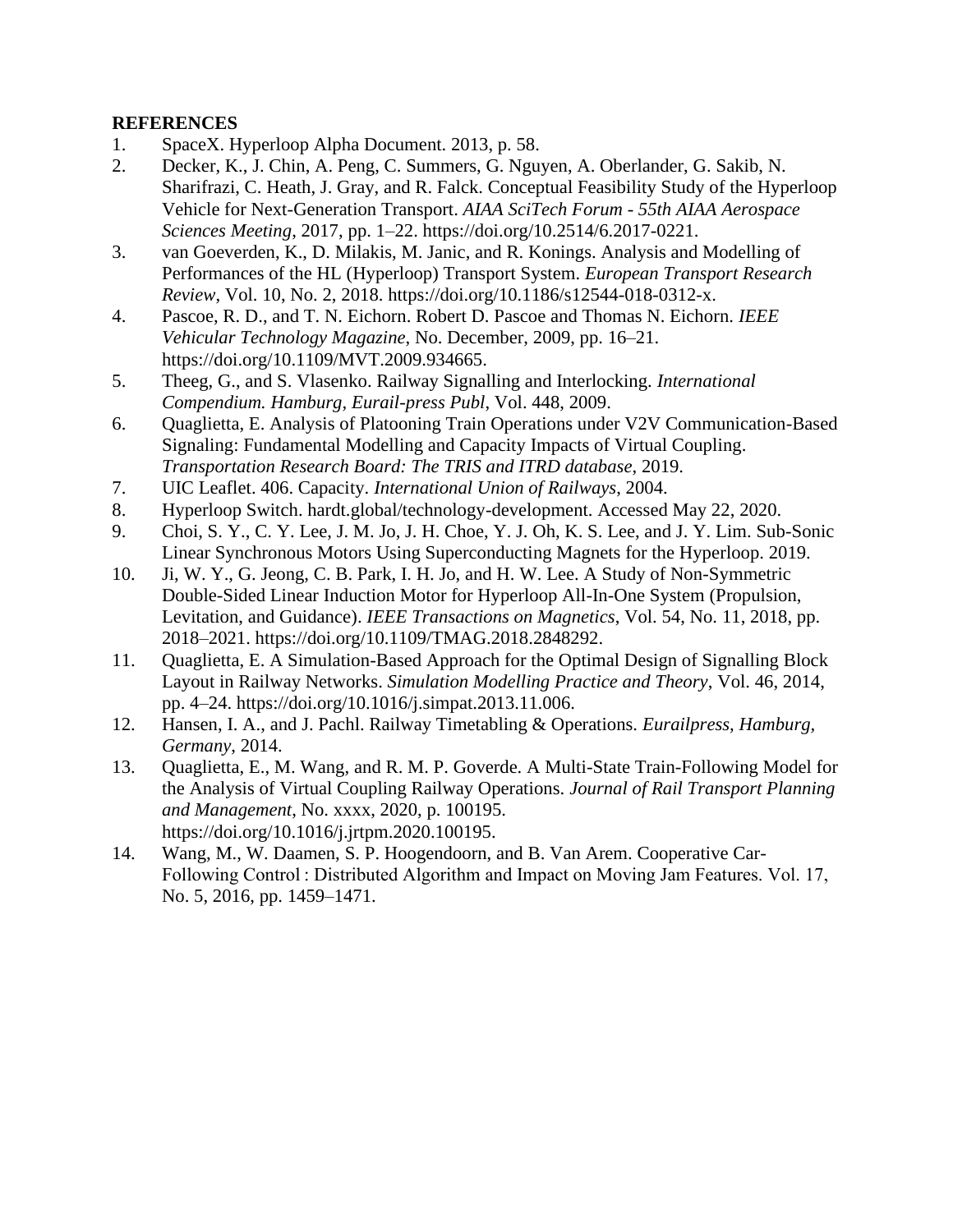**REFERENCES**

1. SpaceX. Hyperloop Alpha Document. 2013, p. 58.
2. Decker, K., J. Chin, A. Peng, C. Summers, G. Nguyen, A. Oberlander, G. Sakib, N. Sharifrazi, C. Heath, J. Gray, and R. Falck. Conceptual Feasibility Study of the Hyperloop Vehicle for Next-Generation Transport. *AIAA SciTech Forum - 55th AIAA Aerospace Sciences Meeting*, 2017, pp. 1–22. https://doi.org/10.2514/6.2017-0221.
3. van Goeverden, K., D. Milakis, M. Janic, and R. Konings. Analysis and Modelling of Performances of the HL (Hyperloop) Transport System. *European Transport Research Review*, Vol. 10, No. 2, 2018. https://doi.org/10.1186/s12544-018-0312-x.
4. Pascoe, R. D., and T. N. Eichorn. Robert D. Pascoe and Thomas N. Eichorn. *IEEE Vehicular Technology Magazine*, No. December, 2009, pp. 16–21. https://doi.org/10.1109/MVT.2009.934665.
5. Theeg, G., and S. Vlasenko. Railway Signalling and Interlocking. *International Compendium. Hamburg, Eurail-press Publ*, Vol. 448, 2009.
6. Quaglietta, E. Analysis of Platooning Train Operations under V2V Communication-Based Signaling: Fundamental Modelling and Capacity Impacts of Virtual Coupling. *Transportation Research Board: The TRIS and ITRD database*, 2019.
7. UIC Leaflet. 406. Capacity. *International Union of Railways*, 2004.
8. Hyperloop Switch. hardt.global/technology-development. Accessed May 22, 2020.
9. Choi, S. Y., C. Y. Lee, J. M. Jo, J. H. Choe, Y. J. Oh, K. S. Lee, and J. Y. Lim. Sub-Sonic Linear Synchronous Motors Using Superconducting Magnets for the Hyperloop. 2019.
10. Ji, W. Y., G. Jeong, C. B. Park, I. H. Jo, and H. W. Lee. A Study of Non-Symmetric Double-Sided Linear Induction Motor for Hyperloop All-In-One System (Propulsion, Levitation, and Guidance). *IEEE Transactions on Magnetics*, Vol. 54, No. 11, 2018, pp. 2018–2021. https://doi.org/10.1109/TMAG.2018.2848292.
11. Quaglietta, E. A Simulation-Based Approach for the Optimal Design of Signalling Block Layout in Railway Networks. *Simulation Modelling Practice and Theory*, Vol. 46, 2014, pp. 4–24. https://doi.org/10.1016/j.simpat.2013.11.006.
12. Hansen, I. A., and J. Pachl. Railway Timetabling & Operations. *Eurailpress, Hamburg, Germany*, 2014.
13. Quaglietta, E., M. Wang, and R. M. P. Goverde. A Multi-State Train-Following Model for the Analysis of Virtual Coupling Railway Operations. *Journal of Rail Transport Planning and Management*, No. xxxx, 2020, p. 100195. https://doi.org/10.1016/j.jrtpm.2020.100195.
14. Wang, M., W. Daamen, S. P. Hoogendoorn, and B. Van Arem. Cooperative Car-Following Control : Distributed Algorithm and Impact on Moving Jam Features. Vol. 17, No. 5, 2016, pp. 1459–1471.